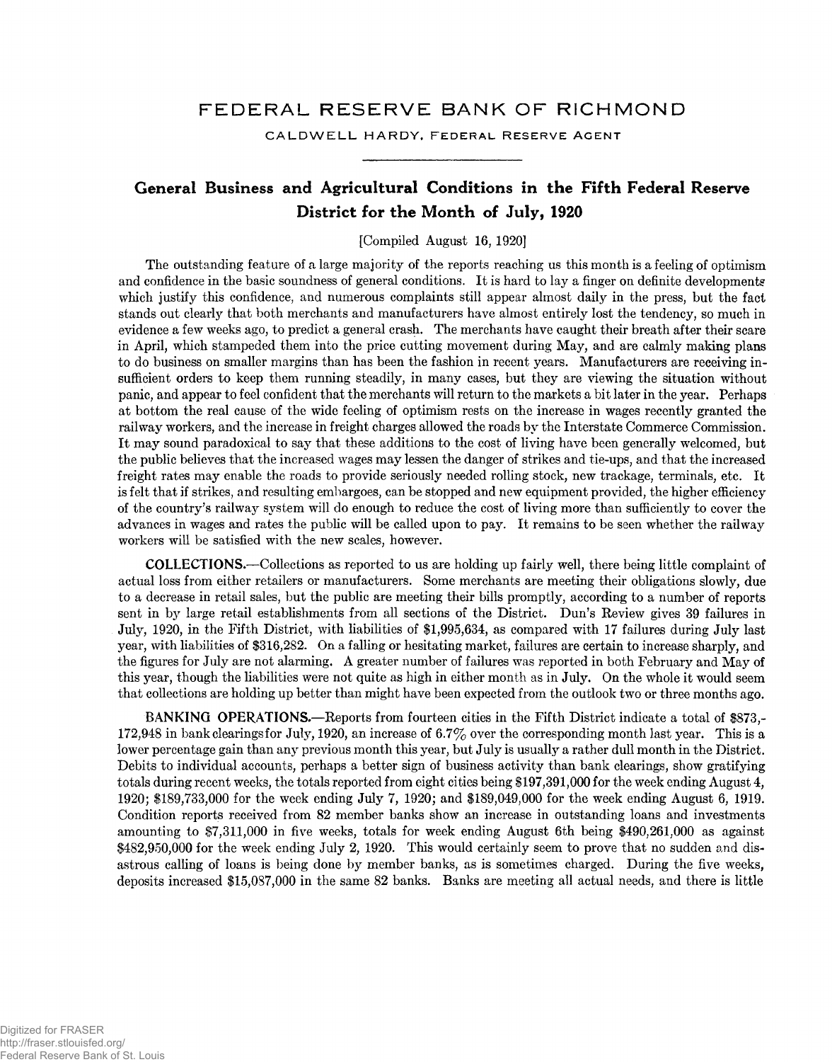# FEDERAL RESERVE BANK OF RICHMOND

CALDWELL HARDY, FEDERAL RESERVE AGENT

## General Business and Agricultural Conditions in the Fifth Federal Reserve District for the Month of July, 1920

[Compiled August 16, 1920]

The outstanding feature of a large majority of the reports reaching us this month is a feeling of optimism and confidence in the basic soundness of general conditions. It is hard to lay a finger on definite developments which justify this confidence, and numerous complaints still appear almost daily in the press, but the fact stands out clearly that both merchants and manufacturers have almost entirely lost the tendency, so much in evidence a few weeks ago, to predict a general crash. The merchants have caught their breath after their scare in April, which stampeded them into the price cutting movement during May, and are calmly making plans to do business on smaller margins than has been the fashion in recent years. Manufacturers are receiving insufficient orders to keep them running steadily, in many cases, but they are viewing the situation without panic, and appear to feel confident that the merchants will return to the markets a bit later in the year. Perhaps at bottom the real cause of the wide feeling of optimism rests on the increase in wages recently granted the railway workers, and the increase in freight charges allowed the roads by the Interstate Commerce Commission. It may sound paradoxical to say that these additions to the cost of living have been generally welcomed, but the public believes that the increased wages may lessen the danger of strikes and tie-ups, and that the increased freight rates may enable the roads to provide seriously needed rolling stock, new trackage, terminals, etc. It is felt that if strikes, and resulting embargoes, can be stopped and new equipment provided, the higher efficiency of the country's railway system will do enough to reduce the cost of living more than sufficiently to cover the advances in wages and rates the public will be called upon to pay. It remains to be seen whether the railway workers will be satisfied with the new scales, however.

**COLLECTIONS.**—Collections as reported to us are holding up fairly well, there being little complaint of actual loss from either retailers or manufacturers. Some merchants are meeting their obligations slowly, due to a decrease in retail sales, but the public are meeting their bills promptly, according to a number of reports sent in by large retail establishments from all sections of the District. Dun's Review gives 39 failures in July, 1920, in the Fifth District, with liabilities of $1,995,634, as compared with 17 failures during July last year, with liabilities of $316,282. On a falling or hesitating market, failures are certain to increase sharply, and the figures for July are not alarming. A greater number of failures was reported in both February and May of this year, though the liabilities were not quite as high in either month as in July. On the whole it would seem that collections are holding up better than might have been expected from the outlook two or three months ago.

**BANKING OPERATIONS.**—Reports from fourteen cities in the Fifth District indicate a total of $873,172,948 in bank clearings for July, 1920, an increase of 6.7% over the corresponding month last year. This is a lower percentage gain than any previous month this year, but July is usually a rather dull month in the District. Debits to individual accounts, perhaps a better sign of business activity than bank clearings, show gratifying totals during recent weeks, the totals reported from eight cities being $197,391,000 for the week ending August 4, 1920; $189,733,000 for the week ending July 7, 1920; and $189,049,000 for the week ending August 6, 1919. Condition reports received from 82 member banks show an increase in outstanding loans and investments amounting to $7,311,000 in five weeks, totals for week ending August 6th being $490,261,000 as against $482,950,000 for the week ending July 2, 1920. This would certainly seem to prove that no sudden and disastrous calling of loans is being done by member banks, as is sometimes charged. During the five weeks, deposits increased $15,087,000 in the same 82 banks. Banks are meeting all actual needs, and there is little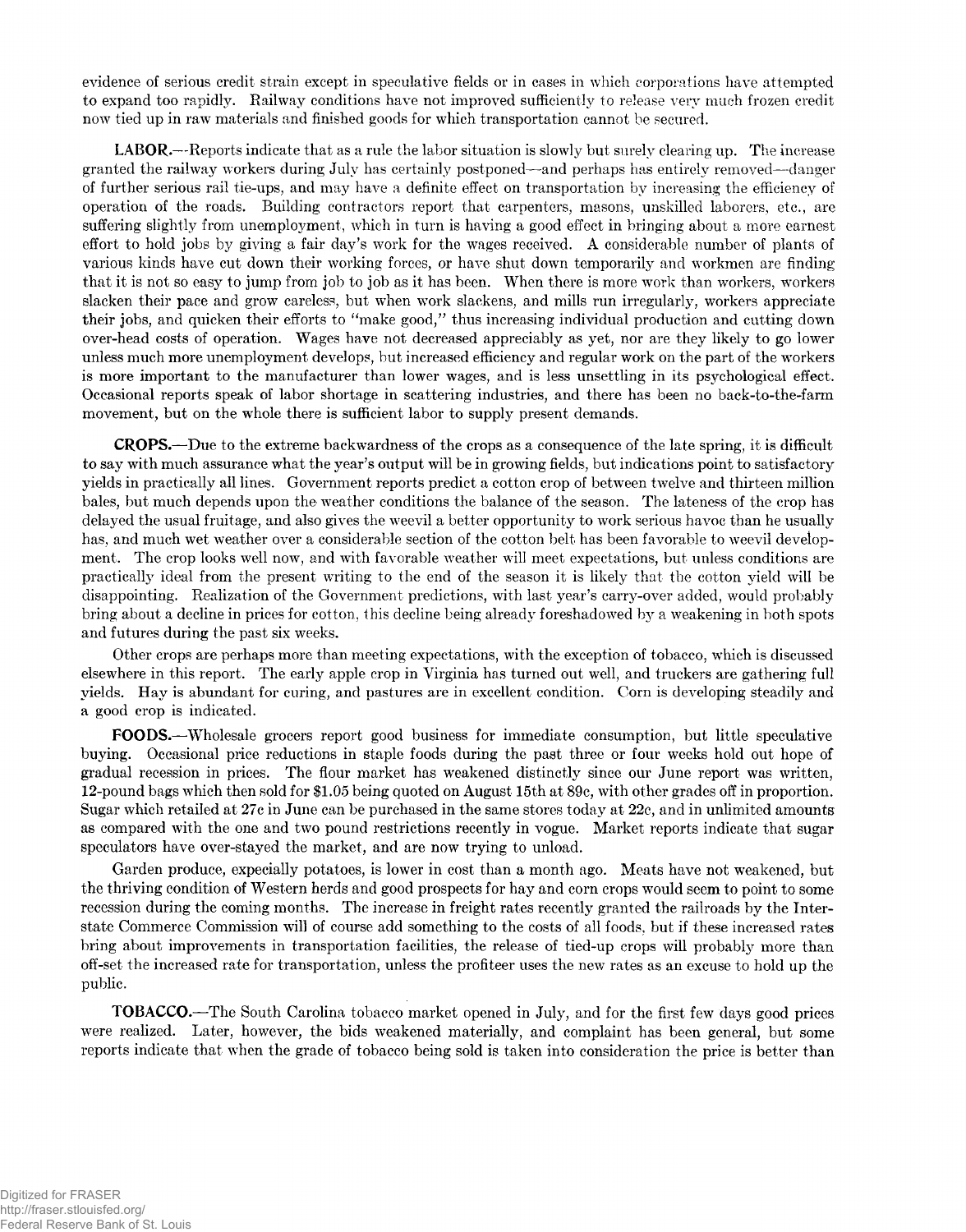evidence of serious credit strain except in speculative fields or in cases in which corporations have attempted to expand too rapidly. Railway conditions have not improved sufficiently to release very much frozen credit now tied up in raw materials and finished goods for which transportation cannot be secured.

**LABOR.**—Reports indicate that as a rule the labor situation is slowly but surely clearing up. The increase granted the railway workers during July has certainly postponed—and perhaps has entirely removed—danger of further serious rail tie-ups, and may have a definite effect on transportation by increasing the efficiency of operation of the roads. Building contractors report that carpenters, masons, unskilled laborers, etc., are suffering slightly from unemployment, which in turn is having a good effect in bringing about a more earnest effort to hold jobs by giving a fair day's work for the wages received. A considerable number of plants of various kinds have cut down their working forces, or have shut down temporarily and workmen are finding that it is not so easy to jump from job to job as it has been. When there is more work than workers, workers slacken their pace and grow careless, but when work slackens, and mills run irregularly, workers appreciate their jobs, and quicken their efforts to "make good," thus increasing individual production and cutting down over-head costs of operation. Wages have not decreased appreciably as yet, nor are they likely to go lower unless much more unemployment develops, but increased efficiency and regular work on the part of the workers is more important to the manufacturer than lower wages, and is less unsettling in its psychological effect. Occasional reports speak of labor shortage in scattering industries, and there has been no back-to-the-farm movement, but on the whole there is sufficient labor to supply present demands.

**CROPS.**—Due to the extreme backwardness of the crops as a consequence of the late spring, it is difficult to say with much assurance what the year's output will be in growing fields, but indications point to satisfactory yields in practically all lines. Government reports predict a cotton crop of between twelve and thirteen million bales, but much depends upon the weather conditions the balance of the season. The lateness of the crop has delayed the usual fruitage, and also gives the weevil a better opportunity to work serious havoc than he usually has, and much wet weather over a considerable section of the cotton belt has been favorable to weevil development. The crop looks well now, and with favorable weather will meet expectations, but unless conditions are practically ideal from the present writing to the end of the season it is likely that the cotton yield will be disappointing. Realization of the Government predictions, with last year's carry-over added, would probably bring about a decline in prices for cotton, this decline being already foreshadowed by a weakening in both spots and futures during the past six weeks.

Other crops are perhaps more than meeting expectations, with the exception of tobacco, which is discussed elsewhere in this report. The early apple crop in Virginia has turned out well, and truckers are gathering full yields. Hay is abundant for curing, and pastures are in excellent condition. Corn is developing steadily and a good crop is indicated.

**FOODS.**—Wholesale grocers report good business for immediate consumption, but little speculative buying. Occasional price reductions in staple foods during the past three or four weeks hold out hope of gradual recession in prices. The flour market has weakened distinctly since our June report was written, 12-pound bags which then sold for $1.05 being quoted on August 15th at 89c, with other grades off in proportion. Sugar which retailed at 27c in June can be purchased in the same stores today at 22c, and in unlimited amounts as compared with the one and two pound restrictions recently in vogue. Market reports indicate that sugar speculators have over-stayed the market, and are now trying to unload.

Garden produce, expecially potatoes, is lower in cost than a month ago. Meats have not weakened, but the thriving condition of Western herds and good prospects for hay and corn crops would seem to point to some recession during the coming months. The increase in freight rates recently granted the railroads by the Interstate Commerce Commission will of course add something to the costs of all foods, but if these increased rates bring about improvements in transportation facilities, the release of tied-up crops will probably more than off-set the increased rate for transportation, unless the profiteer uses the new rates as an excuse to hold up the public.

**TOBACCO.**—The South Carolina tobacco market opened in July, and for the first few days good prices were realized. Later, however, the bids weakened materially, and complaint has been general, but some reports indicate that when the grade of tobacco being sold is taken into consideration the price is better than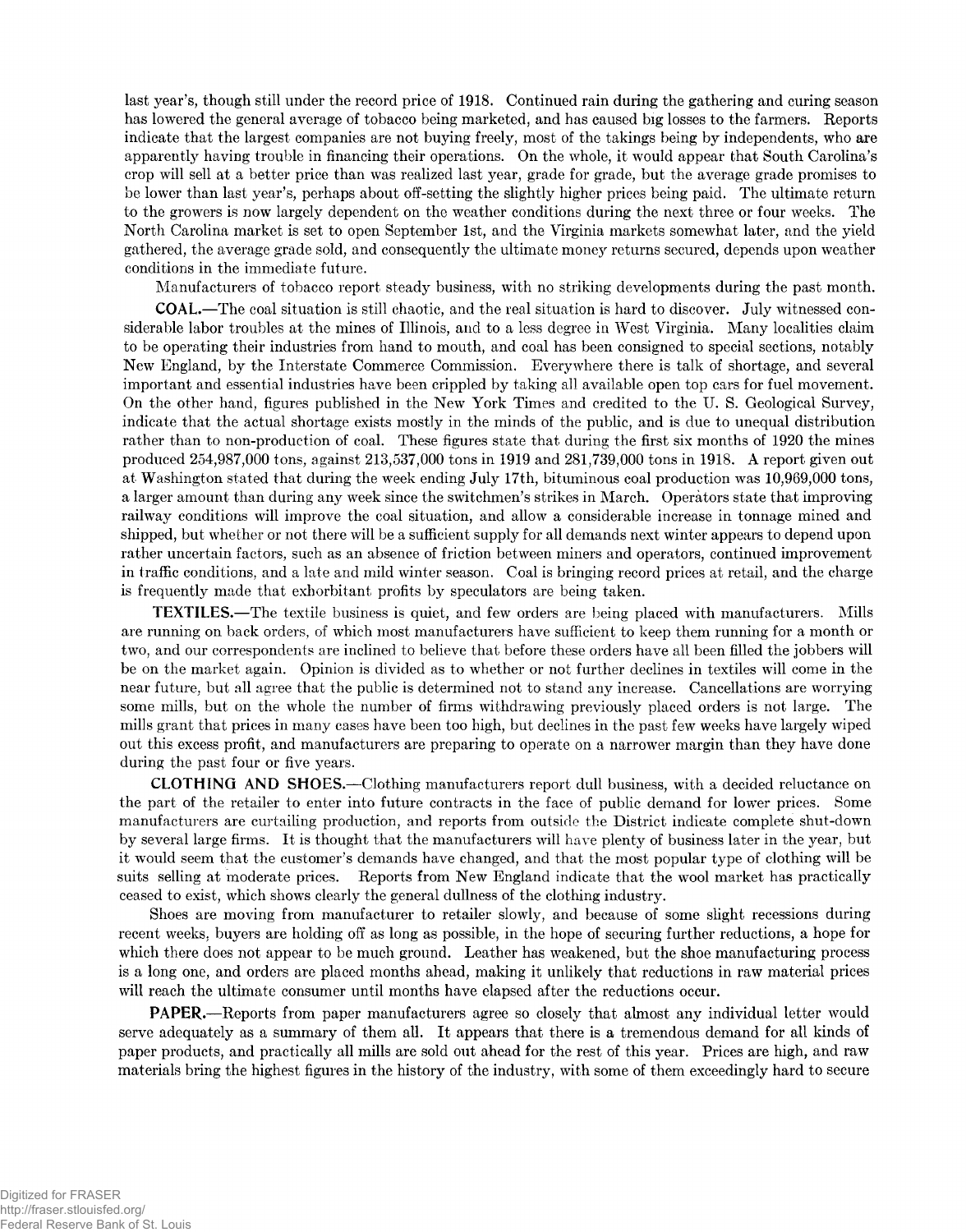last year's, though still under the record price of 1918. Continued rain during the gathering and curing season has lowered the general average of tobacco being marketed, and has caused big losses to the farmers. Reports indicate that the largest companies are not buying freely, most of the takings being by independents, who are apparently having trouble in financing their operations. On the whole, it would appear that South Carolina's crop will sell at a better price than was realized last year, grade for grade, but the average grade promises to be lower than last year's, perhaps about off-setting the slightly higher prices being paid. The ultimate return to the growers is now largely dependent on the weather conditions during the next three or four weeks. The North Carolina market is set to open September 1st, and the Virginia markets somewhat later, and the yield gathered, the average grade sold, and consequently the ultimate money returns secured, depends upon weather conditions in the immediate future.

Manufacturers of tobacco report steady business, with no striking developments during the past month.

**COAL.**—The coal situation is still chaotic, and the real situation is hard to discover. July witnessed considerable labor troubles at the mines of Illinois, and to a less degree in West Virginia. Many localities claim to be operating their industries from hand to mouth, and coal has been consigned to special sections, notably New England, by the Interstate Commerce Commission. Everywhere there is talk of shortage, and several important and essential industries have been crippled by taking all available open top cars for fuel movement. On the other hand, figures published in the New York Times and credited to the U. S. Geological Survey, indicate that the actual shortage exists mostly in the minds of the public, and is due to unequal distribution rather than to non-production of coal. These figures state that during the first six months of 1920 the mines produced 254,987,000 tons, against 213,537,000 tons in 1919 and 281,739,000 tons in 1918. A report given out at Washington stated that during the week ending July 17th, bituminous coal production was 10,969,000 tons, a larger amount than during any week since the switchmen's strikes in March. Operators state that improving railway conditions will improve the coal situation, and allow a considerable increase in tonnage mined and shipped, but whether or not there will be a sufficient supply for all demands next winter appears to depend upon rather uncertain factors, such as an absence of friction between miners and operators, continued improvement in traffic conditions, and a late and mild winter season. Coal is bringing record prices at retail, and the charge is frequently made that exhorbitant profits by speculators are being taken.

**TEXTILES.**—The textile business is quiet, and few orders are being placed with manufacturers. Mills are running on back orders, of which most manufacturers have sufficient to keep them running for a month or two, and our correspondents are inclined to believe that before these orders have all been filled the jobbers will be on the market again. Opinion is divided as to whether or not further declines in textiles will come in the near future, but all agree that the public is determined not to stand any increase. Cancellations are worrying some mills, but on the whole the number of firms withdrawing previously placed orders is not large. The mills grant that prices in many cases have been too high, but declines in the past few weeks have largely wiped out this excess profit, and manufacturers are preparing to operate on a narrower margin than they have done during the past four or five years.

**CLOTHING AND SHOES.**—Clothing manufacturers report dull business, with a decided reluctance on the part of the retailer to enter into future contracts in the face of public demand for lower prices. Some manufacturers are curtailing production, and reports from outside the District indicate complete shut-down by several large firms. It is thought that the manufacturers will have plenty of business later in the year, but it would seem that the customer's demands have changed, and that the most popular type of clothing will be suits selling at moderate prices. Reports from New England indicate that the wool market has practically ceased to exist, which shows clearly the general dullness of the clothing industry.

Shoes are moving from manufacturer to retailer slowly, and because of some slight recessions during recent weeks, buyers are holding off as long as possible, in the hope of securing further reductions, a hope for which there does not appear to be much ground. Leather has weakened, but the shoe manufacturing process is a long one, and orders are placed months ahead, making it unlikely that reductions in raw material prices will reach the ultimate consumer until months have elapsed after the reductions occur.

**PAPER.**—Reports from paper manufacturers agree so closely that almost any individual letter would serve adequately as a summary of them all. It appears that there is a tremendous demand for all kinds of paper products, and practically all mills are sold out ahead for the rest of this year. Prices are high, and raw materials bring the highest figures in the history of the industry, with some of them exceedingly hard to secure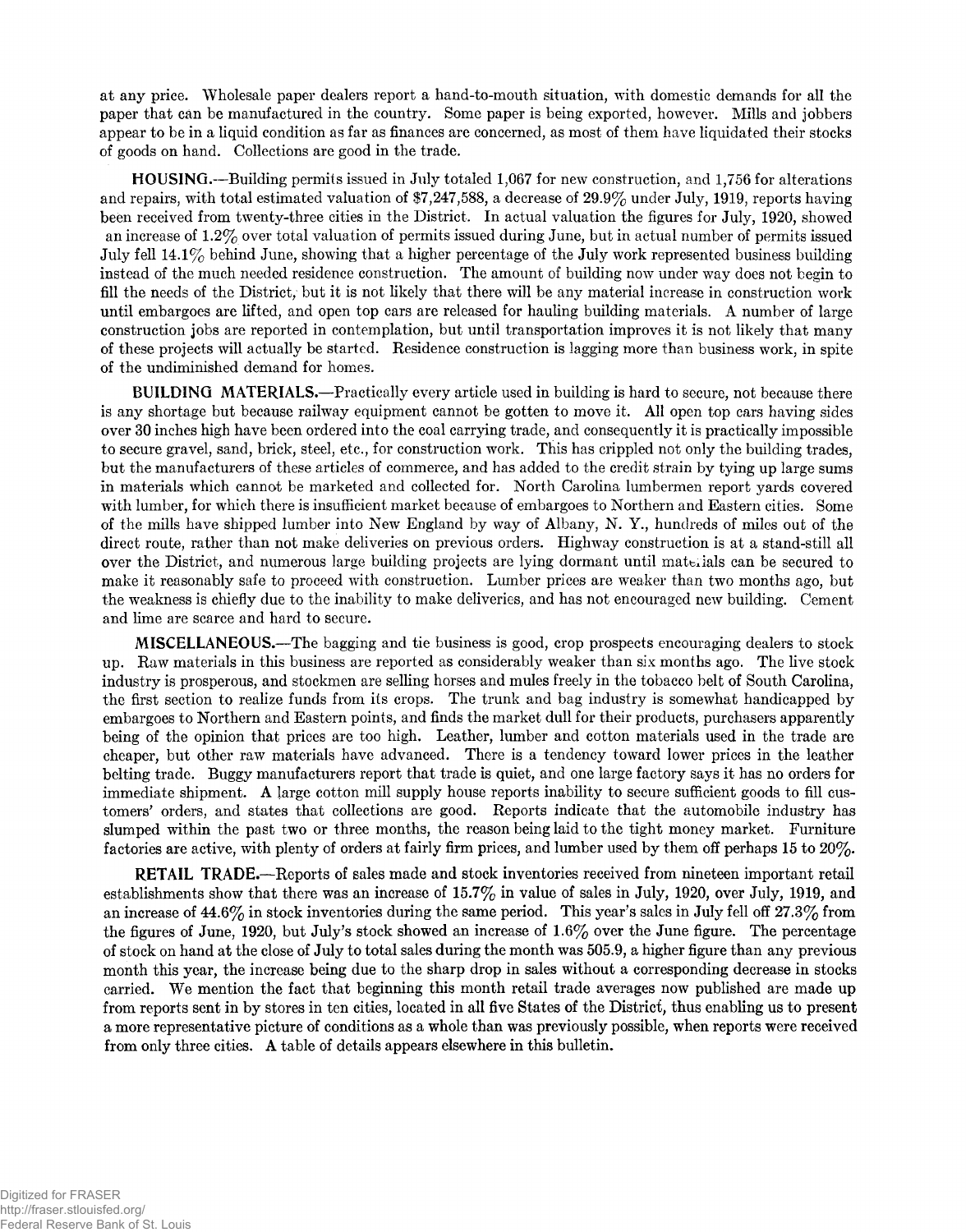at any price. Wholesale paper dealers report a hand-to-mouth situation, with domestic demands for all the paper that can be manufactured in the country. Some paper is being exported, however. Mills and jobbers appear to be in a liquid condition as far as finances are concerned, as most of them have liquidated their stocks of goods on hand. Collections are good in the trade.

**HOUSING.**—Building permits issued in July totaled 1,067 for new construction, and 1,756 for alterations and repairs, with total estimated valuation of $7,247,588, a decrease of 29.9% under July, 1919, reports having been received from twenty-three cities in the District. In actual valuation the figures for July, 1920, showed an increase of 1.2% over total valuation of permits issued during June, but in actual number of permits issued July fell 14.1% behind June, showing that a higher percentage of the July work represented business building instead of the much needed residence construction. The amount of building now under way does not begin to fill the needs of the District, but it is not likely that there will be any material increase in construction work until embargoes are lifted, and open top cars are released for hauling building materials. A number of large construction jobs are reported in contemplation, but until transportation improves it is not likely that many of these projects will actually be started. Residence construction is lagging more than business work, in spite of the undiminished demand for homes.

**BUILDING MATERIALS.**—Practically every article used in building is hard to secure, not because there is any shortage but because railway equipment cannot be gotten to move it. All open top cars having sides over 30 inches high have been ordered into the coal carrying trade, and consequently it is practically impossible to secure gravel, sand, brick, steel, etc., for construction work. This has crippled not only the building trades, but the manufacturers of these articles of commerce, and has added to the credit strain by tying up large sums in materials which cannot be marketed and collected for. North Carolina lumbermen report yards covered with lumber, for which there is insufficient market because of embargoes to Northern and Eastern cities. Some of the mills have shipped lumber into New England by way of Albany, N. Y., hundreds of miles out of the direct route, rather than not make deliveries on previous orders. Highway construction is at a stand-still all over the District, and numerous large building projects are lying dormant until materials can be secured to make it reasonably safe to proceed with construction. Lumber prices are weaker than two months ago, but the weakness is chiefly due to the inability to make deliveries, and has not encouraged new building. Cement and lime are scarce and hard to secure.

**MISCELLANEOUS.**—The bagging and tie business is good, crop prospects encouraging dealers to stock up. Raw materials in this business are reported as considerably weaker than six months ago. The live stock industry is prosperous, and stockmen are selling horses and mules freely in the tobacco belt of South Carolina, the first section to realize funds from its crops. The trunk and bag industry is somewhat handicapped by embargoes to Northern and Eastern points, and finds the market dull for their products, purchasers apparently being of the opinion that prices are too high. Leather, lumber and cotton materials used in the trade are cheaper, but other raw materials have advanced. There is a tendency toward lower prices in the leather belting trade. Buggy manufacturers report that trade is quiet, and one large factory says it has no orders for immediate shipment. A large cotton mill supply house reports inability to secure sufficient goods to fill customers' orders, and states that collections are good. Reports indicate that the automobile industry has slumped within the past two or three months, the reason being laid to the tight money market. Furniture factories are active, with plenty of orders at fairly firm prices, and lumber used by them off perhaps 15 to 20%.

**RETAIL TRADE.**—Reports of sales made and stock inventories received from nineteen important retail establishments show that there was an increase of 15.7% in value of sales in July, 1920, over July, 1919, and an increase of 44.6% in stock inventories during the same period. This year's sales in July fell off 27.3% from the figures of June, 1920, but July's stock showed an increase of 1.6% over the June figure. The percentage of stock on hand at the close of July to total sales during the month was 505.9, a higher figure than any previous month this year, the increase being due to the sharp drop in sales without a corresponding decrease in stocks carried. We mention the fact that beginning this month retail trade averages now published are made up from reports sent in by stores in ten cities, located in all five States of the District, thus enabling us to present a more representative picture of conditions as a whole than was previously possible, when reports were received from only three cities. A table of details appears elsewhere in this bulletin.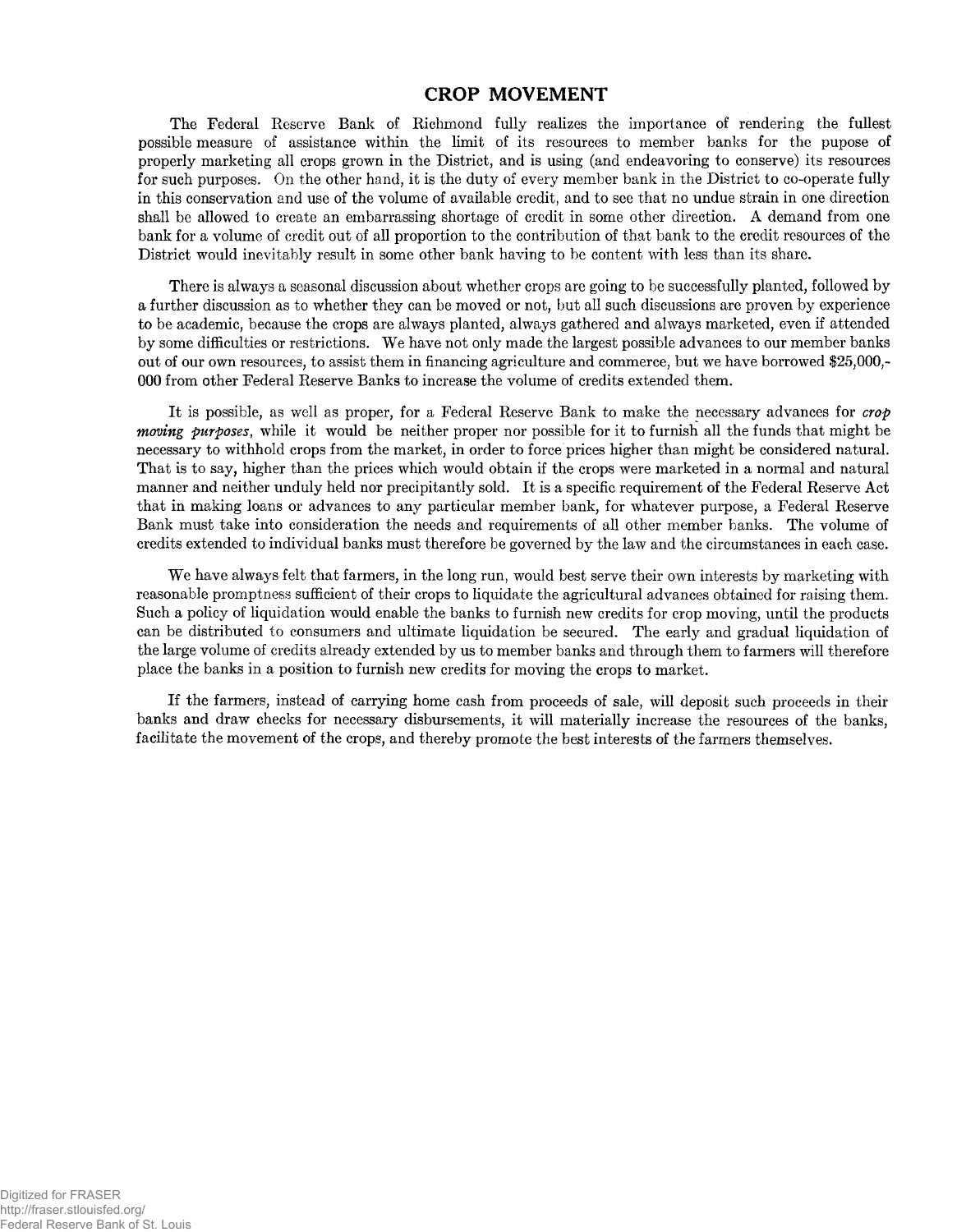## CROP MOVEMENT

The Federal Reserve Bank of Richmond fully realizes the importance of rendering the fullest possible measure of assistance within the limit of its resources to member banks for the pupose of properly marketing all crops grown in the District, and is using (and endeavoring to conserve) its resources for such purposes. On the other hand, it is the duty of every member bank in the District to co-operate fully in this conservation and use of the volume of available credit, and to see that no undue strain in one direction shall be allowed to create an embarrassing shortage of credit in some other direction. A demand from one bank for a volume of credit out of all proportion to the contribution of that bank to the credit resources of the District would inevitably result in some other bank having to be content with less than its share.

There is always a seasonal discussion about whether crops are going to be successfully planted, followed by a further discussion as to whether they can be moved or not, but all such discussions are proven by experience to be academic, because the crops are always planted, always gathered and always marketed, even if attended by some difficulties or restrictions. We have not only made the largest possible advances to our member banks out of our own resources, to assist them in financing agriculture and commerce, but we have borrowed $25,000,000 from other Federal Reserve Banks to increase the volume of credits extended them.

It is possible, as well as proper, for a Federal Reserve Bank to make the necessary advances for *crop moving purposes*, while it would be neither proper nor possible for it to furnish all the funds that might be necessary to withhold crops from the market, in order to force prices higher than might be considered natural. That is to say, higher than the prices which would obtain if the crops were marketed in a normal and natural manner and neither unduly held nor precipitantly sold. It is a specific requirement of the Federal Reserve Act that in making loans or advances to any particular member bank, for whatever purpose, a Federal Reserve Bank must take into consideration the needs and requirements of all other member banks. The volume of credits extended to individual banks must therefore be governed by the law and the circumstances in each case.

We have always felt that farmers, in the long run, would best serve their own interests by marketing with reasonable promptness sufficient of their crops to liquidate the agricultural advances obtained for raising them. Such a policy of liquidation would enable the banks to furnish new credits for crop moving, until the products can be distributed to consumers and ultimate liquidation be secured. The early and gradual liquidation of the large volume of credits already extended by us to member banks and through them to farmers will therefore place the banks in a position to furnish new credits for moving the crops to market.

If the farmers, instead of carrying home cash from proceeds of sale, will deposit such proceeds in their banks and draw checks for necessary disbursements, it will materially increase the resources of the banks, facilitate the movement of the crops, and thereby promote the best interests of the farmers themselves.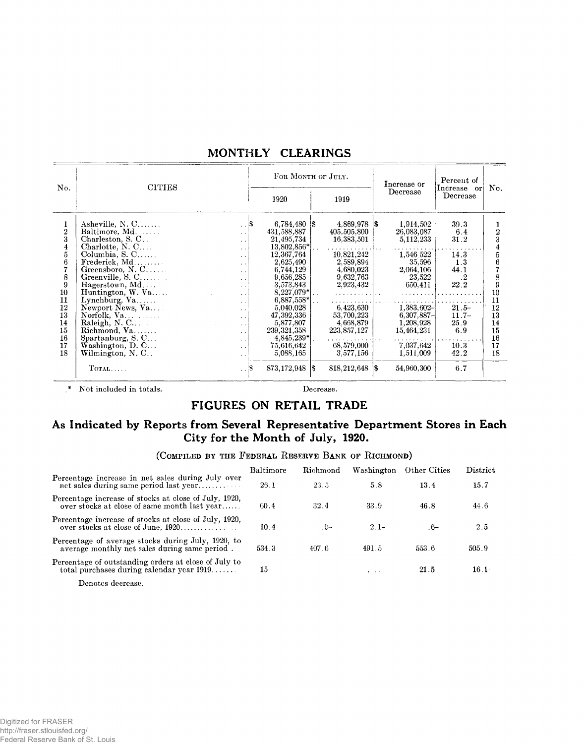## MONTHLY CLEARINGS

| No. | CITIES | For Month of July. | | Increase or Decrease | Percent of Increase or Decrease | No. |
|---|---|---|---|---|---|---|
| | | 1920 | 1919 | | | |
| 1 | Asheville, N. C....... | $ 6,784,480 | $ 4,869,978 | $ 1,914,502 | 39.3 | 1 |
| 2 | Baltimore, Md. ...... | 431,588,887 | 405,505,800 | 26,083,087 | 6.4 | 2 |
| 3 | Charleston, S. C.. | 21,495,734 | 16,383,501 | 5,112,233 | 31.2 | 3 |
| 4 | Charlotte, N. C.... | 13,802,856* | .......... | .......... | .......... | 4 |
| 5 | Columbia, S. C...... | 12,367,764 | 10,821,242 | 1,546 522 | 14.3 | 5 |
| 6 | Frederick, Md......... | 2,625,490 | 2,589,894 | 35,596 | 1.3 | 6 |
| 7 | Greensboro, N. C...... | 6,744,129 | 4,680,023 | 2,064,106 | 44.1 | 7 |
| 8 | Greenville, S. C......... | 9,656,285 | 9,632,763 | 23,522 | .2 | 8 |
| 9 | Hagerstown, Md.... | 3,573,843 | 2,923,432 | 650,411 | 22.2 | 9 |
| 10 | Huntington, W. Va..... | 8,227,079* | .......... | .......... | .......... | 10 |
| 11 | Lynchburg, Va...... | 6,887,558* | .......... | .......... | .......... | 11 |
| 12 | Newport News, Va... | 5,040,028 | 6,423,630 | 1,383,602– | 21.5– | 12 |
| 13 | Norfolk, Va... ...... | 47,392,336 | 53,700,223 | 6,307,887– | 11.7– | 13 |
| 14 | Raleigh, N. C... | 5,877,807 | 4,668,879 | 1,208,928 | 25.9 | 14 |
| 15 | Richmond, Va......... | 239,321,358 | 223,857,127 | 15,464,231 | 6.9 | 15 |
| 16 | Spartanburg, S. C.... | 4,845,239* | .......... | .......... | .......... | 16 |
| 17 | Washington, D. C... | 75,616,642 | 68,579,000 | 7,037,642 | 10.3 | 17 |
| 18 | Wilmington, N. C.. | 5,088,165 | 3,577,156 | 1,511,009 | 42.2 | 18 |
| | Total..... | $ 873,172,948 | $ 818,212,648 | $ 54,960,300 | 6.7 | |

\* Not included in totals. – Decrease.

## FIGURES ON RETAIL TRADE

### As Indicated by Reports from Several Representative Department Stores in Each City for the Month of July, 1920.

(Compiled by the Federal Reserve Bank of Richmond)

| | Baltimore | Richmond | Washington | Other Cities | District |
|---|---|---|---|---|---|
| Percentage increase in net sales during July over net sales during same period last year............ | 26.1 | 23.5 | 5.8 | 13.4 | 15.7 |
| Percentage increase of stocks at close of July, 1920, over stocks at close of same month last year...... | 60.4 | 32.4 | 33.9 | 46.8 | 44.6 |
| Percentage increase of stocks at close of July, 1920, over stocks at close of June, 1920................ | 10.4 | .9– | 2.1– | .6– | 2.5 |
| Percentage of average stocks during July, 1920, to average monthly net sales during same period . | 534.3 | 407.6 | 491.5 | 553.6 | 505.9 |
| Percentage of outstanding orders at close of July to total purchases during calendar year 1919....... | 15 | | ... | 21.5 | 16.1 |

– Denotes decrease.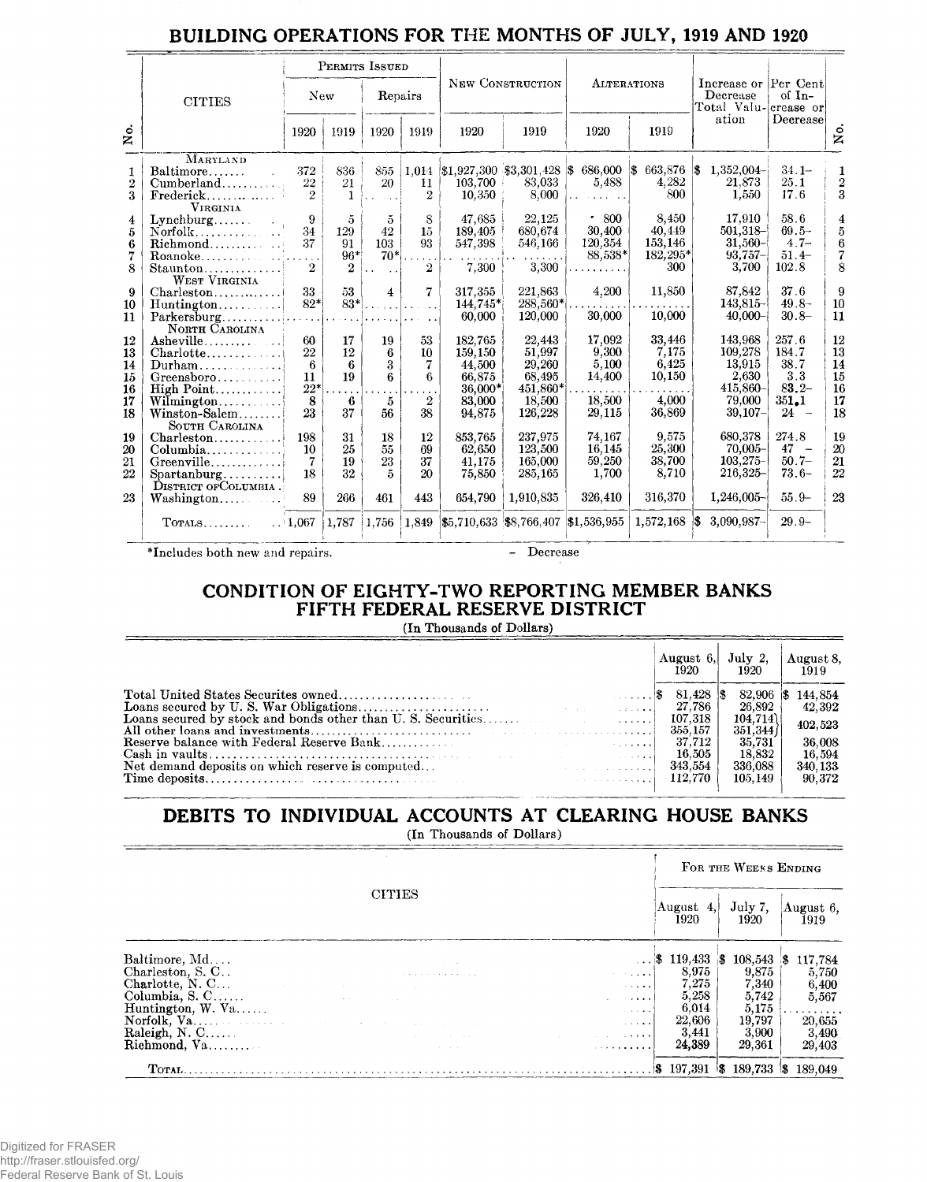## BUILDING OPERATIONS FOR THE MONTHS OF JULY, 1919 AND 1920

| No. | CITIES | Permits Issued | | | | New Construction | | Alterations | | Increase or Decrease Total Valuation | Per Cent of Increase or Decrease | No. |
|---|---|---|---|---|---|---|---|---|---|---|---|---|
| | | New | | Repairs | | | | | | | | |
| | | 1920 | 1919 | 1920 | 1919 | 1920 | 1919 | 1920 | 1919 | | | |
| | MARYLAND | | | | | | | | | | | |
| 1 | Baltimore | 372 | 836 | 855 | 1,014 | $1,927,300 | $3,301,428 | $ 686,000 | $ 663,876 | $ 1,352,004– | 34.1– | 1 |
| 2 | Cumberland | 22 | 21 | 20 | 11 | 103,700 | 83,033 | 5,488 | 4,282 | 21,873 | 25.1 | 2 |
| 3 | Frederick | 2 | 1 | | 2 | 10,350 | 8,000 | | 800 | 1,550 | 17.6 | 3 |
| | VIRGINIA | | | | | | | | | | | |
| 4 | Lynchburg | 9 | 5 | 5 | 8 | 47,685 | 22,125 | 800 | 8,450 | 17,910 | 58.6 | 4 |
| 5 | Norfolk | 34 | 129 | 42 | 15 | 189,405 | 680,674 | 30,400 | 40,449 | 501,318– | 69.5– | 5 |
| 6 | Richmond | 37 | 91 | 103 | 93 | 547,398 | 546,166 | 120,354 | 153,146 | 31,560– | 4.7– | 6 |
| 7 | Roanoke | | 96* | 70* | | | | 88,538* | 182,295* | 93,757– | 51.4– | 7 |
| 8 | Staunton | 2 | 2 | | 2 | 7,300 | 3,300 | | 300 | 3,700 | 102.8 | 8 |
| | WEST VIRGINIA | | | | | | | | | | | |
| 9 | Charleston | 33 | 53 | 4 | 7 | 317,355 | 221,863 | 4,200 | 11,850 | 87,842 | 37.6 | 9 |
| 10 | Huntington | 82* | 83* | | | 144,745* | 288,560* | | | 143,815– | 49.8– | 10 |
| 11 | Parkersburg | | | | | 60,000 | 120,000 | 30,000 | 10,000 | 40,000– | 30.8– | 11 |
| | NORTH CAROLINA | | | | | | | | | | | |
| 12 | Asheville | 60 | 17 | 19 | 53 | 182,765 | 22,443 | 17,092 | 33,446 | 143,968 | 257.6 | 12 |
| 13 | Charlotte | 22 | 12 | 6 | 10 | 159,150 | 51,997 | 9,300 | 7,175 | 109,278 | 184.7 | 13 |
| 14 | Durham | 6 | 6 | 3 | 7 | 44,500 | 29,260 | 5,100 | 6,425 | 13,915 | 38.7 | 14 |
| 15 | Greensboro | 11 | 19 | 6 | 6 | 66,875 | 68,495 | 14,400 | 10,150 | 2,630 | 3.3 | 15 |
| 16 | High Point | 22* | | | | 36,000* | 451,860* | | | 415,860– | 83.2– | 16 |
| 17 | Wilmington | 8 | 6 | 5 | 2 | 83,000 | 18,500 | 18,500 | 4,000 | 79,000 | 351.1 | 17 |
| 18 | Winston-Salem | 23 | 37 | 56 | 38 | 94,875 | 126,228 | 29,115 | 36,869 | 39,107– | 24 – | 18 |
| | SOUTH CAROLINA | | | | | | | | | | | |
| 19 | Charleston | 198 | 31 | 18 | 12 | 853,765 | 237,975 | 74,167 | 9,575 | 680,378 | 274.8 | 19 |
| 20 | Columbia | 10 | 25 | 55 | 69 | 62,650 | 123,500 | 16,145 | 25,300 | 70,005– | 47 – | 20 |
| 21 | Greenville | 7 | 19 | 23 | 37 | 41,175 | 165,000 | 59,250 | 38,700 | 103,275– | 50.7– | 21 |
| 22 | Spartanburg | 18 | 32 | 5 | 20 | 75,850 | 285,165 | 1,700 | 8,710 | 216,325– | 73.6– | 22 |
| | DISTRICT OF COLUMBIA | | | | | | | | | | | |
| 23 | Washington | 89 | 266 | 461 | 443 | 654,790 | 1,910,835 | 326,410 | 316,370 | 1,246,005– | 55.9– | 23 |
| | TOTALS | 1,067 | 1,787 | 1,756 | 1,849 | $5,710,633 | $8,766,407 | $1,536,955 | 1,572,168 | $ 3,090,987– | 29.9– | |

*Includes both new and repairs. – Decrease

## CONDITION OF EIGHTY-TWO REPORTING MEMBER BANKS FIFTH FEDERAL RESERVE DISTRICT

(In Thousands of Dollars)

| | August 6, 1920 | July 2, 1920 | August 8, 1919 |
|---|---|---|---|
| Total United States Securites owned | $ 81,428 | $ 82,906 | $ 144,854 |
| Loans secured by U. S. War Obligations | 27,786 | 26,892 | 42,392 |
| Loans secured by stock and bonds other than U. S. Securities | 107,318 | 104,714 | 402,523 |
| All other loans and investments | 355,157 | 351,344 | |
| Reserve balance with Federal Reserve Bank | 37,712 | 35,731 | 36,008 |
| Cash in vaults | 16,505 | 18,832 | 16,594 |
| Net demand deposits on which reserve is computed | 343,554 | 336,088 | 340,133 |
| Time deposits | 112,770 | 105,149 | 90,372 |

## DEBITS TO INDIVIDUAL ACCOUNTS AT CLEARING HOUSE BANKS

(In Thousands of Dollars)

| CITIES | For the Weeks Ending | | |
|---|---|---|---|
| | August 4, 1920 | July 7, 1920 | August 6, 1919 |
| Baltimore, Md. | $ 119,433 | $ 108,543 | $ 117,784 |
| Charleston, S. C. | 8,975 | 9,875 | 5,750 |
| Charlotte, N. C. | 7,275 | 7,340 | 6,400 |
| Columbia, S. C. | 5,258 | 5,742 | 5,567 |
| Huntington, W. Va. | 6,014 | 5,175 | |
| Norfolk, Va. | 22,606 | 19,797 | 20,655 |
| Raleigh, N. C. | 3,441 | 3,900 | 3,490 |
| Richmond, Va. | 24,389 | 29,361 | 29,403 |
| TOTAL | $ 197,391 | $ 189,733 | $ 189,049 |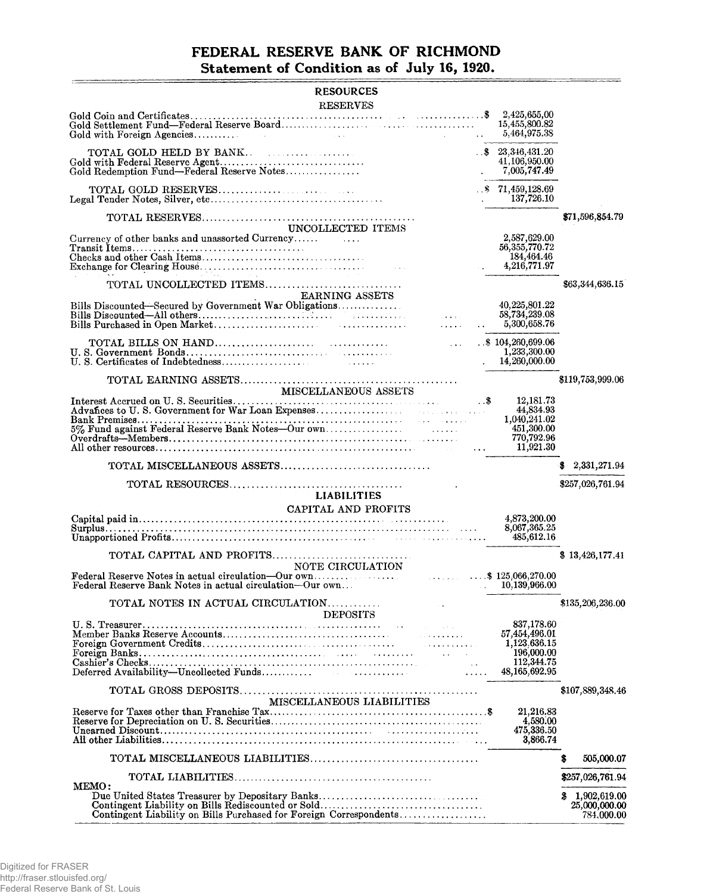# FEDERAL RESERVE BANK OF RICHMOND

## Statement of Condition as of July 16, 1920.

| | | |
|---|---|---|
| **RESOURCES** | | |
| **RESERVES** | | |
| Gold Coin and Certificates | $ 2,425,655,00 | |
| Gold Settlement Fund—Federal Reserve Board | 15,455,800.82 | |
| Gold with Foreign Agencies | 5,464,975.38 | |
| TOTAL GOLD HELD BY BANK | $ 23,346,431.20 | |
| Gold with Federal Reserve Agent | 41,106,950.00 | |
| Gold Redemption Fund—Federal Reserve Notes | 7,005,747.49 | |
| TOTAL GOLD RESERVES | $ 71,459,128.69 | |
| Legal Tender Notes, Silver, etc | 137,726.10 | |
| TOTAL RESERVES | | $71,596,854.79 |
| **UNCOLLECTED ITEMS** | | |
| Currency of other banks and unassorted Currency | 2,587,629.00 | |
| Transit Items | 56,355,770.72 | |
| Checks and other Cash Items | 184,464.46 | |
| Exchange for Clearing House | 4,216,771.97 | |
| TOTAL UNCOLLECTED ITEMS | | $63,344,636.15 |
| **EARNING ASSETS** | | |
| Bills Discounted—Secured by Government War Obligations | 40,225,801.22 | |
| Bills Discounted—All others | 58,734,239.08 | |
| Bills Purchased in Open Market | 5,300,658.76 | |
| TOTAL BILLS ON HAND | $ 104,260,699.06 | |
| U. S. Government Bonds | 1,233,300.00 | |
| U. S. Certificates of Indebtedness | 14,260,000.00 | |
| TOTAL EARNING ASSETS | | $119,753,999.06 |
| **MISCELLANEOUS ASSETS** | | |
| Interest Accrued on U. S. Securities | $ 12,181.73 | |
| Advances to U. S. Government for War Loan Expenses | 44,834.93 | |
| Bank Premises | 1,040,241.02 | |
| 5% Fund against Federal Reserve Bank Notes—Our own | 451,300.00 | |
| Overdrafts—Members | 770,792.96 | |
| All other resources | 11,921.30 | |
| TOTAL MISCELLANEOUS ASSETS | | $ 2,331,271.94 |
| TOTAL RESOURCES | | $257,026,761.94 |
| **LIABILITIES** | | |
| **CAPITAL AND PROFITS** | | |
| Capital paid in | 4,873,200.00 | |
| Surplus | 8,067,365.25 | |
| Unapportioned Profits | 485,612.16 | |
| TOTAL CAPITAL AND PROFITS | | $ 13,426,177.41 |
| **NOTE CIRCULATION** | | |
| Federal Reserve Notes in actual circulation—Our own | $ 125,066,270.00 | |
| Federal Reserve Bank Notes in actual circulation—Our own | 10,139,966.00 | |
| TOTAL NOTES IN ACTUAL CIRCULATION | | $135,206,236.00 |
| **DEPOSITS** | | |
| U. S. Treasurer | 837,178.60 | |
| Member Banks Reserve Accounts | 57,454,496.01 | |
| Foreign Government Credits | 1,123,636.15 | |
| Foreign Banks | 196,000.00 | |
| Cashier's Checks | 112,344.75 | |
| Deferred Availability—Uncollected Funds | 48,165,692.95 | |
| TOTAL GROSS DEPOSITS | | $107,889,348.46 |
| **MISCELLANEOUS LIABILITIES** | | |
| Reserve for Taxes other than Franchise Tax | $ 21,216.83 | |
| Reserve for Depreciation on U. S. Securities | 4,580.00 | |
| Unearned Discount | 475,336.50 | |
| All other Liabilities | 3,866.74 | |
| TOTAL MISCELLANEOUS LIABILITIES | | $ 505,000.07 |
| TOTAL LIABILITIES | | $257,026,761.94 |
| MEMO: | | |
| Due United States Treasurer by Depositary Banks | | $ 1,902,619.00 |
| Contingent Liability on Bills Rediscounted or Sold | | 25,000,000.00 |
| Contingent Liability on Bills Purchased for Foreign Correspondents | | 784,000.00 |